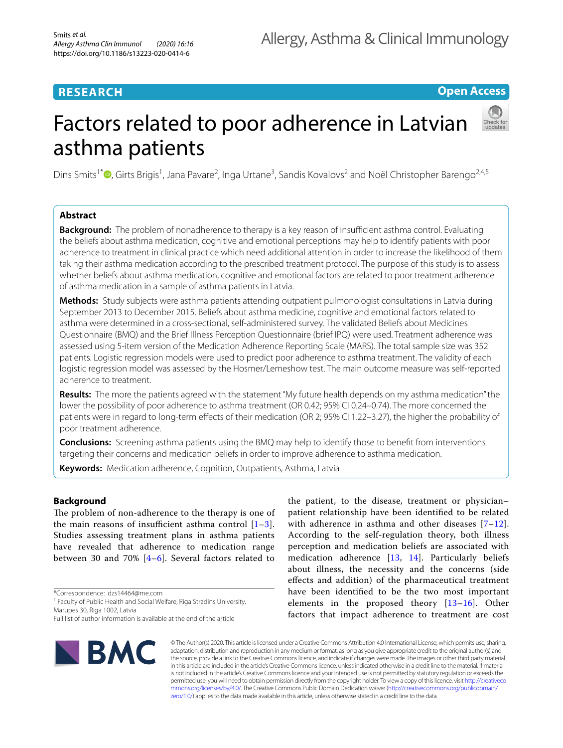RESEARCH

Open Access

# Factors related to poor adherence in Latvian asthma patients

Dins Smits[1*], Girts Brigis[1], Jana Pavare[2], Inga Urtane[3], Sandis Kovalovs[2] and Noël Christopher Barengo[2,4,5]

## Abstract

**Background:** The problem of nonadherence to therapy is a key reason of insufficient asthma control. Evaluating the beliefs about asthma medication, cognitive and emotional perceptions may help to identify patients with poor adherence to treatment in clinical practice which need additional attention in order to increase the likelihood of them taking their asthma medication according to the prescribed treatment protocol. The purpose of this study is to assess whether beliefs about asthma medication, cognitive and emotional factors are related to poor treatment adherence of asthma medication in a sample of asthma patients in Latvia.

**Methods:** Study subjects were asthma patients attending outpatient pulmonologist consultations in Latvia during September 2013 to December 2015. Beliefs about asthma medicine, cognitive and emotional factors related to asthma were determined in a cross-sectional, self-administered survey. The validated Beliefs about Medicines Questionnaire (BMQ) and the Brief Illness Perception Questionnaire (brief IPQ) were used. Treatment adherence was assessed using 5-item version of the Medication Adherence Reporting Scale (MARS). The total sample size was 352 patients. Logistic regression models were used to predict poor adherence to asthma treatment. The validity of each logistic regression model was assessed by the Hosmer/Lemeshow test. The main outcome measure was self-reported adherence to treatment.

**Results:** The more the patients agreed with the statement "My future health depends on my asthma medication" the lower the possibility of poor adherence to asthma treatment (OR 0.42; 95% CI 0.24–0.74). The more concerned the patients were in regard to long-term effects of their medication (OR 2; 95% CI 1.22–3.27), the higher the probability of poor treatment adherence.

**Conclusions:** Screening asthma patients using the BMQ may help to identify those to benefit from interventions targeting their concerns and medication beliefs in order to improve adherence to asthma medication.

**Keywords:** Medication adherence, Cognition, Outpatients, Asthma, Latvia

## Background

The problem of non-adherence to the therapy is one of the main reasons of insufficient asthma control [1–3]. Studies assessing treatment plans in asthma patients have revealed that adherence to medication range between 30 and 70% [4–6]. Several factors related to the patient, to the disease, treatment or physician–patient relationship have been identified to be related with adherence in asthma and other diseases [7–12]. According to the self-regulation theory, both illness perception and medication beliefs are associated with medication adherence [13, 14]. Particularly beliefs about illness, the necessity and the concerns (side effects and addition) of the pharmaceutical treatment have been identified to be the two most important elements in the proposed theory [13–16]. Other factors that impact adherence to treatment are cost

*Correspondence: dzs14464@me.com
[1] Faculty of Public Health and Social Welfare, Riga Stradins University, Marupes 30, Riga 1002, Latvia
Full list of author information is available at the end of the article

© The Author(s) 2020. This article is licensed under a Creative Commons Attribution 4.0 International License, which permits use, sharing, adaptation, distribution and reproduction in any medium or format, as long as you give appropriate credit to the original author(s) and the source, provide a link to the Creative Commons licence, and indicate if changes were made. The images or other third party material in this article are included in the article's Creative Commons licence, unless indicated otherwise in a credit line to the material. If material is not included in the article's Creative Commons licence and your intended use is not permitted by statutory regulation or exceeds the permitted use, you will need to obtain permission directly from the copyright holder. To view a copy of this licence, visit http://creativecommons.org/licenses/by/4.0/. The Creative Commons Public Domain Dedication waiver (http://creativecommons.org/publicdomain/zero/1.0/) applies to the data made available in this article, unless otherwise stated in a credit line to the data.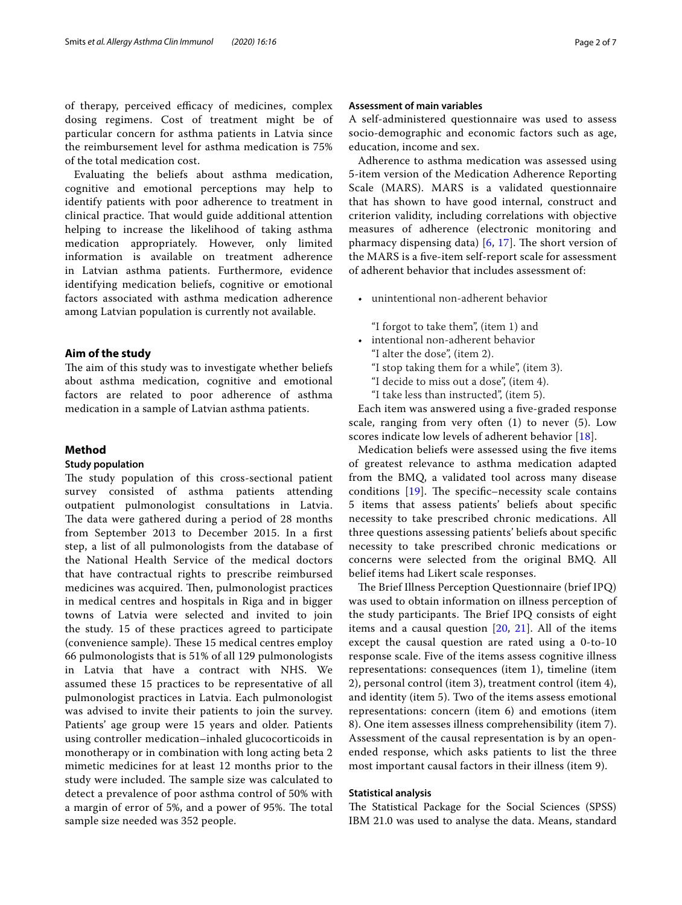of therapy, perceived efficacy of medicines, complex dosing regimens. Cost of treatment might be of particular concern for asthma patients in Latvia since the reimbursement level for asthma medication is 75% of the total medication cost.

Evaluating the beliefs about asthma medication, cognitive and emotional perceptions may help to identify patients with poor adherence to treatment in clinical practice. That would guide additional attention helping to increase the likelihood of taking asthma medication appropriately. However, only limited information is available on treatment adherence in Latvian asthma patients. Furthermore, evidence identifying medication beliefs, cognitive or emotional factors associated with asthma medication adherence among Latvian population is currently not available.

## Aim of the study

The aim of this study was to investigate whether beliefs about asthma medication, cognitive and emotional factors are related to poor adherence of asthma medication in a sample of Latvian asthma patients.

## Method

### Study population

The study population of this cross-sectional patient survey consisted of asthma patients attending outpatient pulmonologist consultations in Latvia. The data were gathered during a period of 28 months from September 2013 to December 2015. In a first step, a list of all pulmonologists from the database of the National Health Service of the medical doctors that have contractual rights to prescribe reimbursed medicines was acquired. Then, pulmonologist practices in medical centres and hospitals in Riga and in bigger towns of Latvia were selected and invited to join the study. 15 of these practices agreed to participate (convenience sample). These 15 medical centres employ 66 pulmonologists that is 51% of all 129 pulmonologists in Latvia that have a contract with NHS. We assumed these 15 practices to be representative of all pulmonologist practices in Latvia. Each pulmonologist was advised to invite their patients to join the survey. Patients' age group were 15 years and older. Patients using controller medication–inhaled glucocorticoids in monotherapy or in combination with long acting beta 2 mimetic medicines for at least 12 months prior to the study were included. The sample size was calculated to detect a prevalence of poor asthma control of 50% with a margin of error of 5%, and a power of 95%. The total sample size needed was 352 people.

### Assessment of main variables

A self-administered questionnaire was used to assess socio-demographic and economic factors such as age, education, income and sex.

Adherence to asthma medication was assessed using 5-item version of the Medication Adherence Reporting Scale (MARS). MARS is a validated questionnaire that has shown to have good internal, construct and criterion validity, including correlations with objective measures of adherence (electronic monitoring and pharmacy dispensing data) [6, 17]. The short version of the MARS is a five-item self-report scale for assessment of adherent behavior that includes assessment of:

- unintentional non-adherent behavior

  "I forgot to take them", (item 1) and
- intentional non-adherent behavior

  "I alter the dose", (item 2).

  "I stop taking them for a while", (item 3).

  "I decide to miss out a dose", (item 4).

  "I take less than instructed", (item 5).

Each item was answered using a five-graded response scale, ranging from very often (1) to never (5). Low scores indicate low levels of adherent behavior [18].

Medication beliefs were assessed using the five items of greatest relevance to asthma medication adapted from the BMQ, a validated tool across many disease conditions [19]. The specific–necessity scale contains 5 items that assess patients' beliefs about specific necessity to take prescribed chronic medications. All three questions assessing patients' beliefs about specific necessity to take prescribed chronic medications or concerns were selected from the original BMQ. All belief items had Likert scale responses.

The Brief Illness Perception Questionnaire (brief IPQ) was used to obtain information on illness perception of the study participants. The Brief IPQ consists of eight items and a causal question [20, 21]. All of the items except the causal question are rated using a 0-to-10 response scale. Five of the items assess cognitive illness representations: consequences (item 1), timeline (item 2), personal control (item 3), treatment control (item 4), and identity (item 5). Two of the items assess emotional representations: concern (item 6) and emotions (item 8). One item assesses illness comprehensibility (item 7). Assessment of the causal representation is by an open-ended response, which asks patients to list the three most important causal factors in their illness (item 9).

### Statistical analysis

The Statistical Package for the Social Sciences (SPSS) IBM 21.0 was used to analyse the data. Means, standard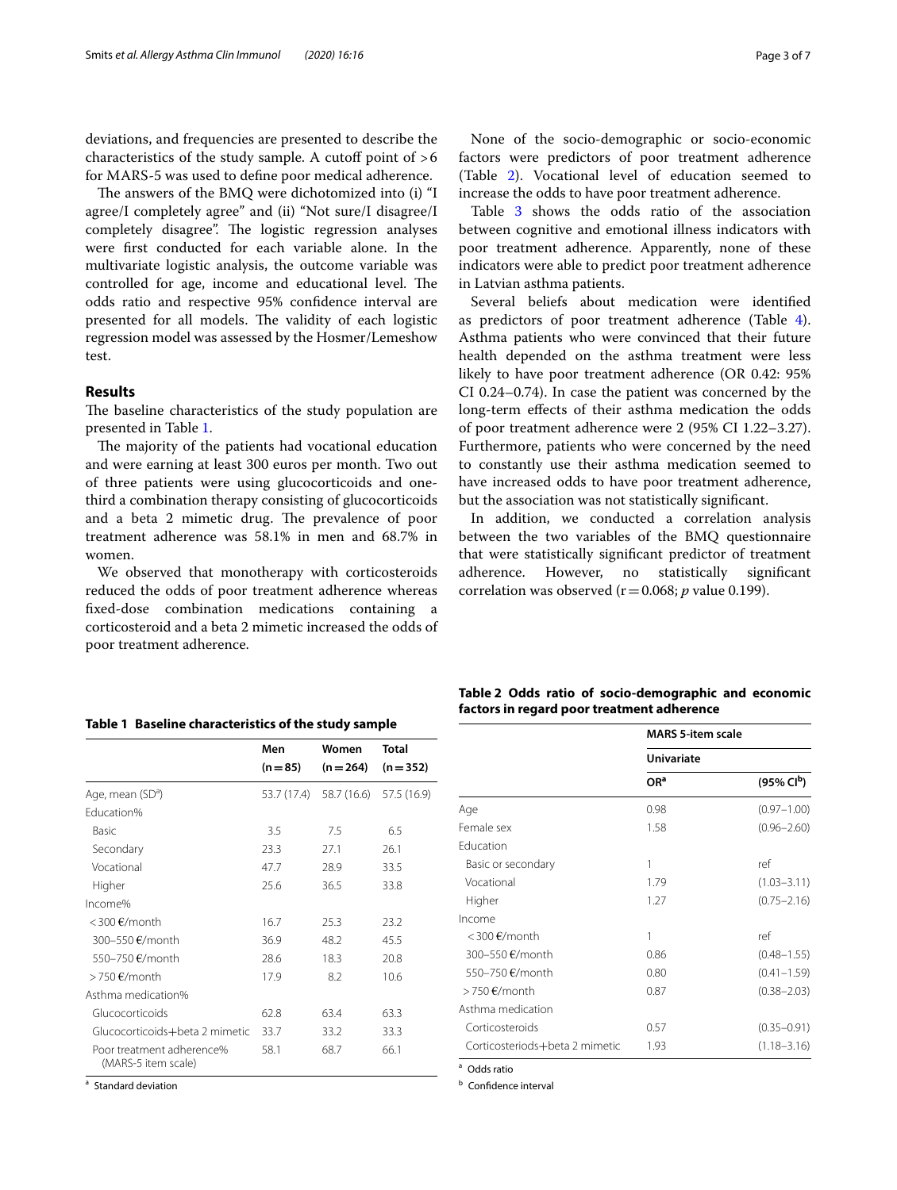deviations, and frequencies are presented to describe the characteristics of the study sample. A cutoff point of >6 for MARS-5 was used to define poor medical adherence.

The answers of the BMQ were dichotomized into (i) "I agree/I completely agree" and (ii) "Not sure/I disagree/I completely disagree". The logistic regression analyses were first conducted for each variable alone. In the multivariate logistic analysis, the outcome variable was controlled for age, income and educational level. The odds ratio and respective 95% confidence interval are presented for all models. The validity of each logistic regression model was assessed by the Hosmer/Lemeshow test.

## Results

The baseline characteristics of the study population are presented in Table 1.

The majority of the patients had vocational education and were earning at least 300 euros per month. Two out of three patients were using glucocorticoids and one-third a combination therapy consisting of glucocorticoids and a beta 2 mimetic drug. The prevalence of poor treatment adherence was 58.1% in men and 68.7% in women.

We observed that monotherapy with corticosteroids reduced the odds of poor treatment adherence whereas fixed-dose combination medications containing a corticosteroid and a beta 2 mimetic increased the odds of poor treatment adherence.

None of the socio-demographic or socio-economic factors were predictors of poor treatment adherence (Table 2). Vocational level of education seemed to increase the odds to have poor treatment adherence.

Table 3 shows the odds ratio of the association between cognitive and emotional illness indicators with poor treatment adherence. Apparently, none of these indicators were able to predict poor treatment adherence in Latvian asthma patients.

Several beliefs about medication were identified as predictors of poor treatment adherence (Table 4). Asthma patients who were convinced that their future health depended on the asthma treatment were less likely to have poor treatment adherence (OR 0.42: 95% CI 0.24–0.74). In case the patient was concerned by the long-term effects of their asthma medication the odds of poor treatment adherence were 2 (95% CI 1.22–3.27). Furthermore, patients who were concerned by the need to constantly use their asthma medication seemed to have increased odds to have poor treatment adherence, but the association was not statistically significant.

In addition, we conducted a correlation analysis between the two variables of the BMQ questionnaire that were statistically significant predictor of treatment adherence. However, no statistically significant correlation was observed ($r = 0.068$; $p$ value 0.199).

**Table 1 Baseline characteristics of the study sample**

| | Men (n = 85) | Women (n = 264) | Total (n = 352) |
|---|---|---|---|
| Age, mean (SD[a]) | 53.7 (17.4) | 58.7 (16.6) | 57.5 (16.9) |
| Education% | | | |
| Basic | 3.5 | 7.5 | 6.5 |
| Secondary | 23.3 | 27.1 | 26.1 |
| Vocational | 47.7 | 28.9 | 33.5 |
| Higher | 25.6 | 36.5 | 33.8 |
| Income% | | | |
| < 300 €/month | 16.7 | 25.3 | 23.2 |
| 300–550 €/month | 36.9 | 48.2 | 45.5 |
| 550–750 €/month | 28.6 | 18.3 | 20.8 |
| > 750 €/month | 17.9 | 8.2 | 10.6 |
| Asthma medication% | | | |
| Glucocorticoids | 62.8 | 63.4 | 63.3 |
| Glucocorticoids+beta 2 mimetic | 33.7 | 33.2 | 33.3 |
| Poor treatment adherence% (MARS-5 item scale) | 58.1 | 68.7 | 66.1 |

[a] Standard deviation

**Table 2 Odds ratio of socio-demographic and economic factors in regard poor treatment adherence**

| | MARS 5-item scale | |
|---|---|---|
| | Univariate | |
| | OR[a] | (95% CI[b]) |
| Age | 0.98 | (0.97–1.00) |
| Female sex | 1.58 | (0.96–2.60) |
| Education | | |
| Basic or secondary | 1 | ref |
| Vocational | 1.79 | (1.03–3.11) |
| Higher | 1.27 | (0.75–2.16) |
| Income | | |
| < 300 €/month | 1 | ref |
| 300–550 €/month | 0.86 | (0.48–1.55) |
| 550–750 €/month | 0.80 | (0.41–1.59) |
| > 750 €/month | 0.87 | (0.38–2.03) |
| Asthma medication | | |
| Corticosteroids | 0.57 | (0.35–0.91) |
| Corticosteriods+beta 2 mimetic | 1.93 | (1.18–3.16) |

[a] Odds ratio

[b] Confidence interval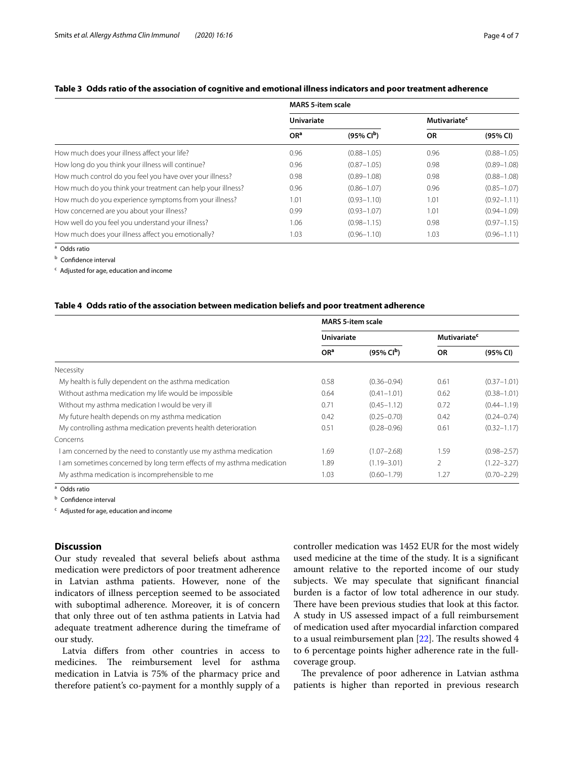**Table 3 Odds ratio of the association of cognitive and emotional illness indicators and poor treatment adherence**

| | MARS 5-item scale | | | |
|---|---|---|---|---|
| | Univariate | | Mutivariate[c] | |
| | OR[a] | (95% CI[b]) | OR | (95% CI) |
| How much does your illness affect your life? | 0.96 | (0.88–1.05) | 0.96 | (0.88–1.05) |
| How long do you think your illness will continue? | 0.96 | (0.87–1.05) | 0.98 | (0.89–1.08) |
| How much control do you feel you have over your illness? | 0.98 | (0.89–1.08) | 0.98 | (0.88–1.08) |
| How much do you think your treatment can help your illness? | 0.96 | (0.86–1.07) | 0.96 | (0.85–1.07) |
| How much do you experience symptoms from your illness? | 1.01 | (0.93–1.10) | 1.01 | (0.92–1.11) |
| How concerned are you about your illness? | 0.99 | (0.93–1.07) | 1.01 | (0.94–1.09) |
| How well do you feel you understand your illness? | 1.06 | (0.98–1.15) | 0.98 | (0.97–1.15) |
| How much does your illness affect you emotionally? | 1.03 | (0.96–1.10) | 1.03 | (0.96–1.11) |

[a] Odds ratio

[b] Confidence interval

[c] Adjusted for age, education and income

**Table 4 Odds ratio of the association between medication beliefs and poor treatment adherence**

| | MARS 5-item scale | | | |
|---|---|---|---|---|
| | Univariate | | Mutivariate[c] | |
| | OR[a] | (95% CI[b]) | OR | (95% CI) |
| Necessity | | | | |
| My health is fully dependent on the asthma medication | 0.58 | (0.36–0.94) | 0.61 | (0.37–1.01) |
| Without asthma medication my life would be impossible | 0.64 | (0.41–1.01) | 0.62 | (0.38–1.01) |
| Without my asthma medication I would be very ill | 0.71 | (0.45–1.12) | 0.72 | (0.44–1.19) |
| My future health depends on my asthma medication | 0.42 | (0.25–0.70) | 0.42 | (0.24–0.74) |
| My controlling asthma medication prevents health deterioration | 0.51 | (0.28–0.96) | 0.61 | (0.32–1.17) |
| Concerns | | | | |
| I am concerned by the need to constantly use my asthma medication | 1.69 | (1.07–2.68) | 1.59 | (0.98–2.57) |
| I am sometimes concerned by long term effects of my asthma medication | 1.89 | (1.19–3.01) | 2 | (1.22–3.27) |
| My asthma medication is incomprehensible to me | 1.03 | (0.60–1.79) | 1.27 | (0.70–2.29) |

[a] Odds ratio

[b] Confidence interval

[c] Adjusted for age, education and income

## Discussion

Our study revealed that several beliefs about asthma medication were predictors of poor treatment adherence in Latvian asthma patients. However, none of the indicators of illness perception seemed to be associated with suboptimal adherence. Moreover, it is of concern that only three out of ten asthma patients in Latvia had adequate treatment adherence during the timeframe of our study.

Latvia differs from other countries in access to medicines. The reimbursement level for asthma medication in Latvia is 75% of the pharmacy price and therefore patient's co-payment for a monthly supply of a controller medication was 1452 EUR for the most widely used medicine at the time of the study. It is a significant amount relative to the reported income of our study subjects. We may speculate that significant financial burden is a factor of low total adherence in our study. There have been previous studies that look at this factor. A study in US assessed impact of a full reimbursement of medication used after myocardial infarction compared to a usual reimbursement plan [22]. The results showed 4 to 6 percentage points higher adherence rate in the full-coverage group.

The prevalence of poor adherence in Latvian asthma patients is higher than reported in previous research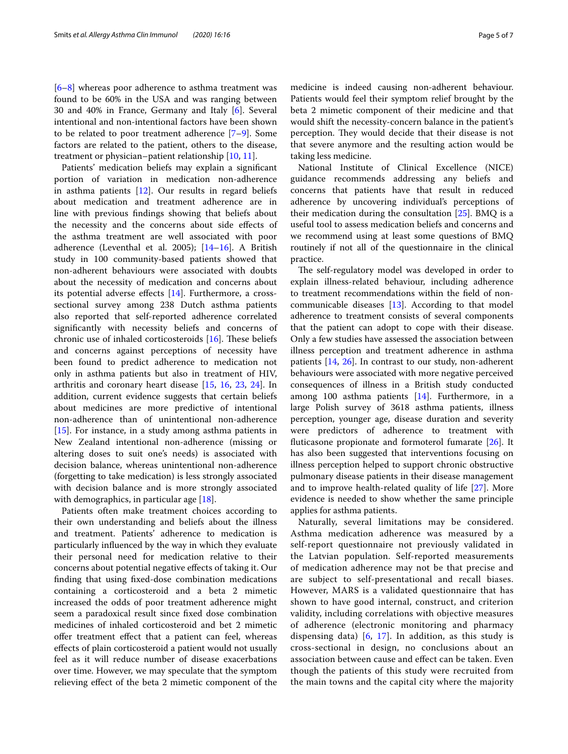[6–8] whereas poor adherence to asthma treatment was found to be 60% in the USA and was ranging between 30 and 40% in France, Germany and Italy [6]. Several intentional and non-intentional factors have been shown to be related to poor treatment adherence [7–9]. Some factors are related to the patient, others to the disease, treatment or physician–patient relationship [10, 11].

Patients' medication beliefs may explain a significant portion of variation in medication non-adherence in asthma patients [12]. Our results in regard beliefs about medication and treatment adherence are in line with previous findings showing that beliefs about the necessity and the concerns about side effects of the asthma treatment are well associated with poor adherence (Leventhal et al. 2005); [14–16]. A British study in 100 community-based patients showed that non-adherent behaviours were associated with doubts about the necessity of medication and concerns about its potential adverse effects [14]. Furthermore, a cross-sectional survey among 238 Dutch asthma patients also reported that self-reported adherence correlated significantly with necessity beliefs and concerns of chronic use of inhaled corticosteroids [16]. These beliefs and concerns against perceptions of necessity have been found to predict adherence to medication not only in asthma patients but also in treatment of HIV, arthritis and coronary heart disease [15, 16, 23, 24]. In addition, current evidence suggests that certain beliefs about medicines are more predictive of intentional non-adherence than of unintentional non-adherence [15]. For instance, in a study among asthma patients in New Zealand intentional non-adherence (missing or altering doses to suit one's needs) is associated with decision balance, whereas unintentional non-adherence (forgetting to take medication) is less strongly associated with decision balance and is more strongly associated with demographics, in particular age [18].

Patients often make treatment choices according to their own understanding and beliefs about the illness and treatment. Patients' adherence to medication is particularly influenced by the way in which they evaluate their personal need for medication relative to their concerns about potential negative effects of taking it. Our finding that using fixed-dose combination medications containing a corticosteroid and a beta 2 mimetic increased the odds of poor treatment adherence might seem a paradoxical result since fixed dose combination medicines of inhaled corticosteroid and bet 2 mimetic offer treatment effect that a patient can feel, whereas effects of plain corticosteroid a patient would not usually feel as it will reduce number of disease exacerbations over time. However, we may speculate that the symptom relieving effect of the beta 2 mimetic component of the medicine is indeed causing non-adherent behaviour. Patients would feel their symptom relief brought by the beta 2 mimetic component of their medicine and that would shift the necessity-concern balance in the patient's perception. They would decide that their disease is not that severe anymore and the resulting action would be taking less medicine.

National Institute of Clinical Excellence (NICE) guidance recommends addressing any beliefs and concerns that patients have that result in reduced adherence by uncovering individual's perceptions of their medication during the consultation [25]. BMQ is a useful tool to assess medication beliefs and concerns and we recommend using at least some questions of BMQ routinely if not all of the questionnaire in the clinical practice.

The self-regulatory model was developed in order to explain illness-related behaviour, including adherence to treatment recommendations within the field of non-communicable diseases [13]. According to that model adherence to treatment consists of several components that the patient can adopt to cope with their disease. Only a few studies have assessed the association between illness perception and treatment adherence in asthma patients [14, 26]. In contrast to our study, non-adherent behaviours were associated with more negative perceived consequences of illness in a British study conducted among 100 asthma patients [14]. Furthermore, in a large Polish survey of 3618 asthma patients, illness perception, younger age, disease duration and severity were predictors of adherence to treatment with fluticasone propionate and formoterol fumarate [26]. It has also been suggested that interventions focusing on illness perception helped to support chronic obstructive pulmonary disease patients in their disease management and to improve health-related quality of life [27]. More evidence is needed to show whether the same principle applies for asthma patients.

Naturally, several limitations may be considered. Asthma medication adherence was measured by a self-report questionnaire not previously validated in the Latvian population. Self-reported measurements of medication adherence may not be that precise and are subject to self-presentational and recall biases. However, MARS is a validated questionnaire that has shown to have good internal, construct, and criterion validity, including correlations with objective measures of adherence (electronic monitoring and pharmacy dispensing data) [6, 17]. In addition, as this study is cross-sectional in design, no conclusions about an association between cause and effect can be taken. Even though the patients of this study were recruited from the main towns and the capital city where the majority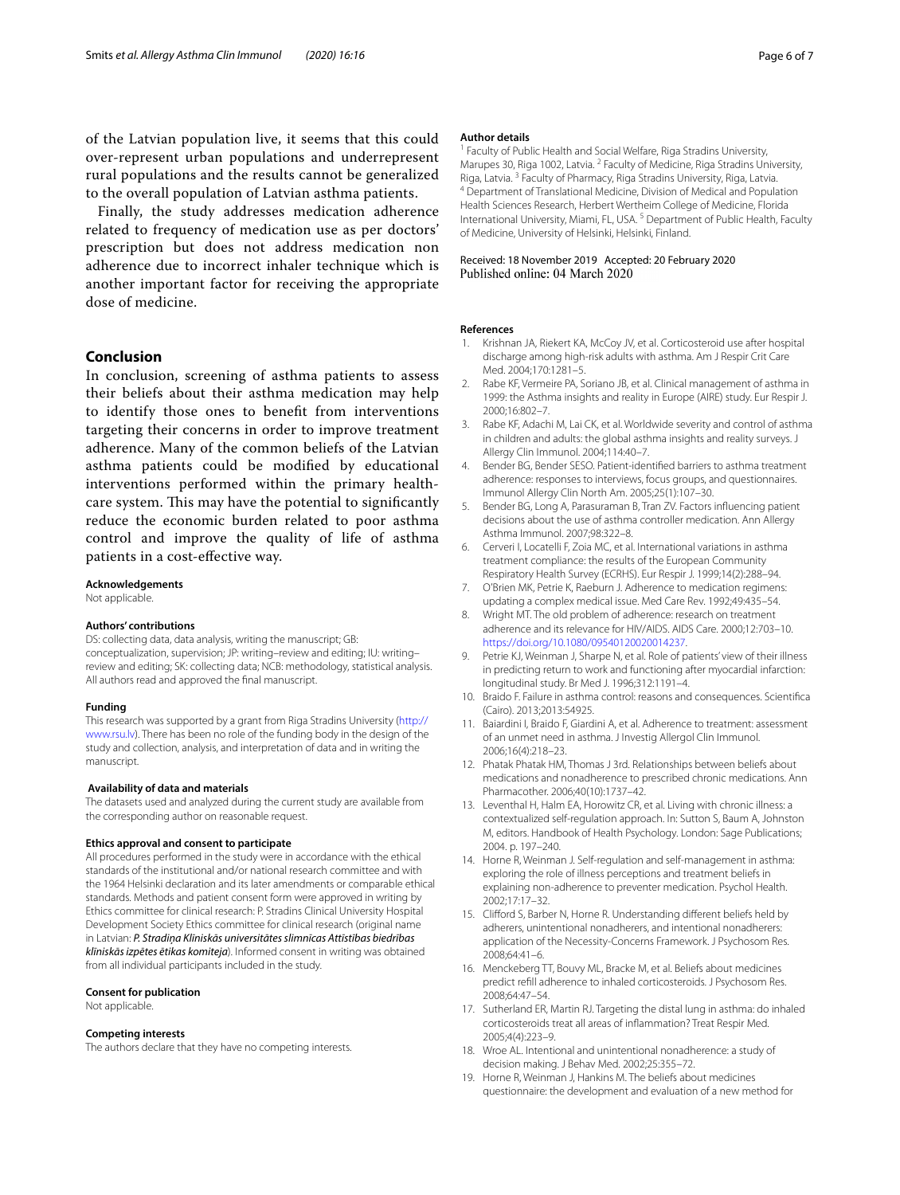of the Latvian population live, it seems that this could over-represent urban populations and underrepresent rural populations and the results cannot be generalized to the overall population of Latvian asthma patients.

Finally, the study addresses medication adherence related to frequency of medication use as per doctors' prescription but does not address medication non adherence due to incorrect inhaler technique which is another important factor for receiving the appropriate dose of medicine.

## Conclusion

In conclusion, screening of asthma patients to assess their beliefs about their asthma medication may help to identify those ones to benefit from interventions targeting their concerns in order to improve treatment adherence. Many of the common beliefs of the Latvian asthma patients could be modified by educational interventions performed within the primary healthcare system. This may have the potential to significantly reduce the economic burden related to poor asthma control and improve the quality of life of asthma patients in a cost-effective way.

#### Acknowledgements
Not applicable.

#### Authors' contributions
DS: collecting data, data analysis, writing the manuscript; GB: conceptualization, supervision; JP: writing–review and editing; IU: writing–review and editing; SK: collecting data; NCB: methodology, statistical analysis. All authors read and approved the final manuscript.

#### Funding
This research was supported by a grant from Riga Stradins University (http://www.rsu.lv). There has been no role of the funding body in the design of the study and collection, analysis, and interpretation of data and in writing the manuscript.

#### Availability of data and materials
The datasets used and analyzed during the current study are available from the corresponding author on reasonable request.

#### Ethics approval and consent to participate
All procedures performed in the study were in accordance with the ethical standards of the institutional and/or national research committee and with the 1964 Helsinki declaration and its later amendments or comparable ethical standards. Methods and patient consent form were approved in writing by Ethics committee for clinical research: P. Stradins Clinical University Hospital Development Society Ethics committee for clinical research (original name in Latvian: ***P. Stradiņa Klīniskās universitātes slimnīcas Attīstības biedrības klīniskās izpētes ētikas komiteja***). Informed consent in writing was obtained from all individual participants included in the study.

#### Consent for publication
Not applicable.

#### Competing interests
The authors declare that they have no competing interests.

#### Author details
[1] Faculty of Public Health and Social Welfare, Riga Stradins University, Marupes 30, Riga 1002, Latvia. [2] Faculty of Medicine, Riga Stradins University, Riga, Latvia. [3] Faculty of Pharmacy, Riga Stradins University, Riga, Latvia. [4] Department of Translational Medicine, Division of Medical and Population Health Sciences Research, Herbert Wertheim College of Medicine, Florida International University, Miami, FL, USA. [5] Department of Public Health, Faculty of Medicine, University of Helsinki, Helsinki, Finland.

Received: 18 November 2019 Accepted: 20 February 2020
Published online: 04 March 2020

#### References

1. Krishnan JA, Riekert KA, McCoy JV, et al. Corticosteroid use after hospital discharge among high-risk adults with asthma. Am J Respir Crit Care Med. 2004;170:1281–5.
2. Rabe KF, Vermeire PA, Soriano JB, et al. Clinical management of asthma in 1999: the Asthma insights and reality in Europe (AIRE) study. Eur Respir J. 2000;16:802–7.
3. Rabe KF, Adachi M, Lai CK, et al. Worldwide severity and control of asthma in children and adults: the global asthma insights and reality surveys. J Allergy Clin Immunol. 2004;114:40–7.
4. Bender BG, Bender SESO. Patient-identified barriers to asthma treatment adherence: responses to interviews, focus groups, and questionnaires. Immunol Allergy Clin North Am. 2005;25(1):107–30.
5. Bender BG, Long A, Parasuraman B, Tran ZV. Factors influencing patient decisions about the use of asthma controller medication. Ann Allergy Asthma Immunol. 2007;98:322–8.
6. Cerveri I, Locatelli F, Zoia MC, et al. International variations in asthma treatment compliance: the results of the European Community Respiratory Health Survey (ECRHS). Eur Respir J. 1999;14(2):288–94.
7. O'Brien MK, Petrie K, Raeburn J. Adherence to medication regimens: updating a complex medical issue. Med Care Rev. 1992;49:435–54.
8. Wright MT. The old problem of adherence: research on treatment adherence and its relevance for HIV/AIDS. AIDS Care. 2000;12:703–10. https://doi.org/10.1080/09540120020014237.
9. Petrie KJ, Weinman J, Sharpe N, et al. Role of patients' view of their illness in predicting return to work and functioning after myocardial infarction: longitudinal study. Br Med J. 1996;312:1191–4.
10. Braido F. Failure in asthma control: reasons and consequences. Scientifica (Cairo). 2013;2013:54925.
11. Baiardini I, Braido F, Giardini A, et al. Adherence to treatment: assessment of an unmet need in asthma. J Investig Allergol Clin Immunol. 2006;16(4):218–23.
12. Phatak Phatak HM, Thomas J 3rd. Relationships between beliefs about medications and nonadherence to prescribed chronic medications. Ann Pharmacother. 2006;40(10):1737–42.
13. Leventhal H, Halm EA, Horowitz CR, et al. Living with chronic illness: a contextualized self-regulation approach. In: Sutton S, Baum A, Johnston M, editors. Handbook of Health Psychology. London: Sage Publications; 2004. p. 197–240.
14. Horne R, Weinman J. Self-regulation and self-management in asthma: exploring the role of illness perceptions and treatment beliefs in explaining non-adherence to preventer medication. Psychol Health. 2002;17:17–32.
15. Clifford S, Barber N, Horne R. Understanding different beliefs held by adherers, unintentional nonadherers, and intentional nonadherers: application of the Necessity-Concerns Framework. J Psychosom Res. 2008;64:41–6.
16. Menckeberg TT, Bouvy ML, Bracke M, et al. Beliefs about medicines predict refill adherence to inhaled corticosteroids. J Psychosom Res. 2008;64:47–54.
17. Sutherland ER, Martin RJ. Targeting the distal lung in asthma: do inhaled corticosteroids treat all areas of inflammation? Treat Respir Med. 2005;4(4):223–9.
18. Wroe AL. Intentional and unintentional nonadherence: a study of decision making. J Behav Med. 2002;25:355–72.
19. Horne R, Weinman J, Hankins M. The beliefs about medicines questionnaire: the development and evaluation of a new method for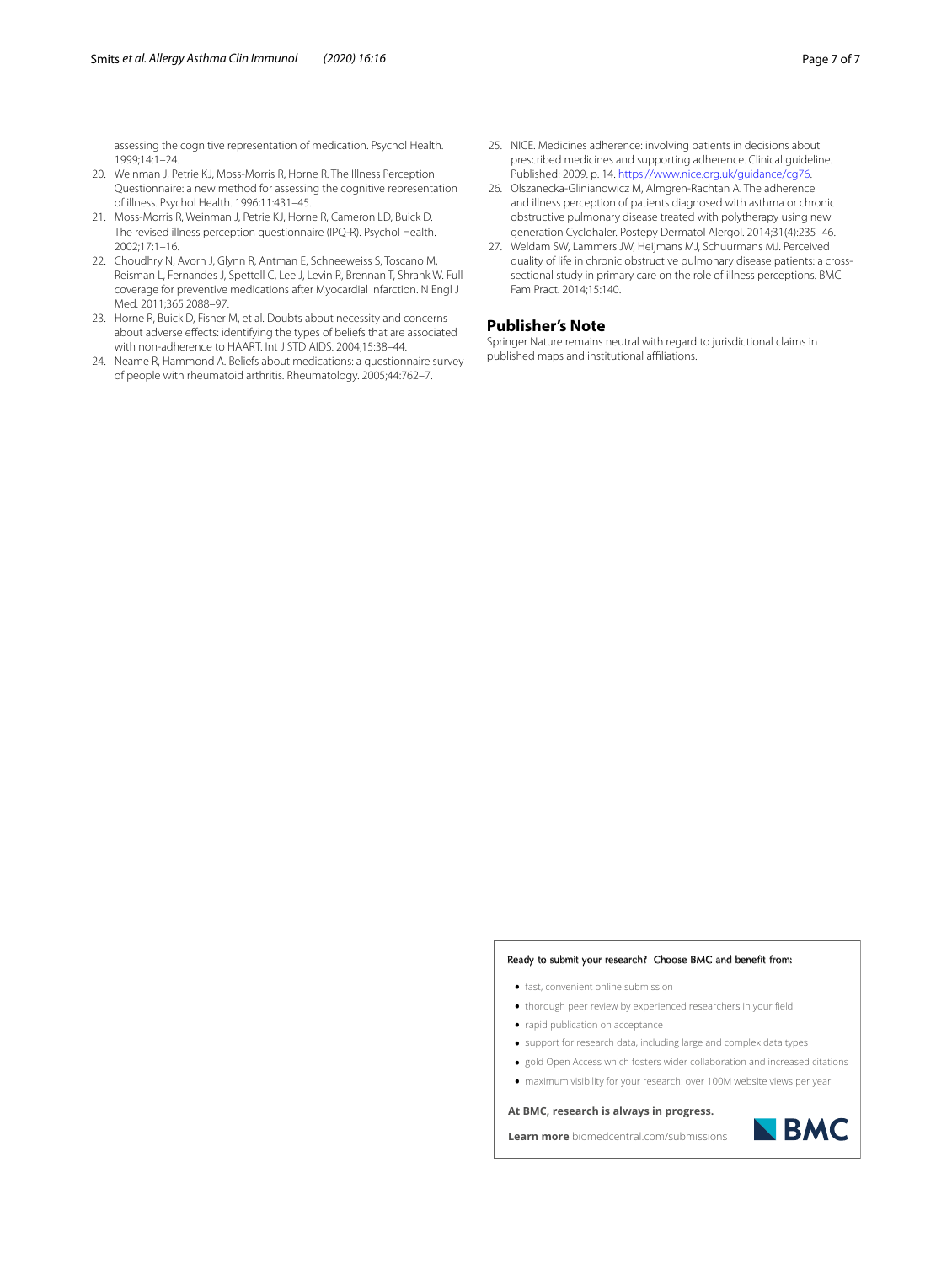assessing the cognitive representation of medication. Psychol Health. 1999;14:1–24.

20. Weinman J, Petrie KJ, Moss-Morris R, Horne R. The Illness Perception Questionnaire: a new method for assessing the cognitive representation of illness. Psychol Health. 1996;11:431–45.
21. Moss-Morris R, Weinman J, Petrie KJ, Horne R, Cameron LD, Buick D. The revised illness perception questionnaire (IPQ-R). Psychol Health. 2002;17:1–16.
22. Choudhry N, Avorn J, Glynn R, Antman E, Schneeweiss S, Toscano M, Reisman L, Fernandes J, Spettell C, Lee J, Levin R, Brennan T, Shrank W. Full coverage for preventive medications after Myocardial infarction. N Engl J Med. 2011;365:2088–97.
23. Horne R, Buick D, Fisher M, et al. Doubts about necessity and concerns about adverse effects: identifying the types of beliefs that are associated with non-adherence to HAART. Int J STD AIDS. 2004;15:38–44.
24. Neame R, Hammond A. Beliefs about medications: a questionnaire survey of people with rheumatoid arthritis. Rheumatology. 2005;44:762–7.
25. NICE. Medicines adherence: involving patients in decisions about prescribed medicines and supporting adherence. Clinical guideline. Published: 2009. p. 14. https://www.nice.org.uk/guidance/cg76.
26. Olszanecka-Glinianowicz M, Almgren-Rachtan A. The adherence and illness perception of patients diagnosed with asthma or chronic obstructive pulmonary disease treated with polytherapy using new generation Cyclohaler. Postepy Dermatol Alergol. 2014;31(4):235–46.
27. Weldam SW, Lammers JW, Heijmans MJ, Schuurmans MJ. Perceived quality of life in chronic obstructive pulmonary disease patients: a cross-sectional study in primary care on the role of illness perceptions. BMC Fam Pract. 2014;15:140.

## Publisher's Note

Springer Nature remains neutral with regard to jurisdictional claims in published maps and institutional affiliations.

Ready to submit your research? Choose BMC and benefit from:

- fast, convenient online submission
- thorough peer review by experienced researchers in your field
- rapid publication on acceptance
- support for research data, including large and complex data types
- gold Open Access which fosters wider collaboration and increased citations
- maximum visibility for your research: over 100M website views per year

**At BMC, research is always in progress.**

**Learn more** biomedcentral.com/submissions

BMC